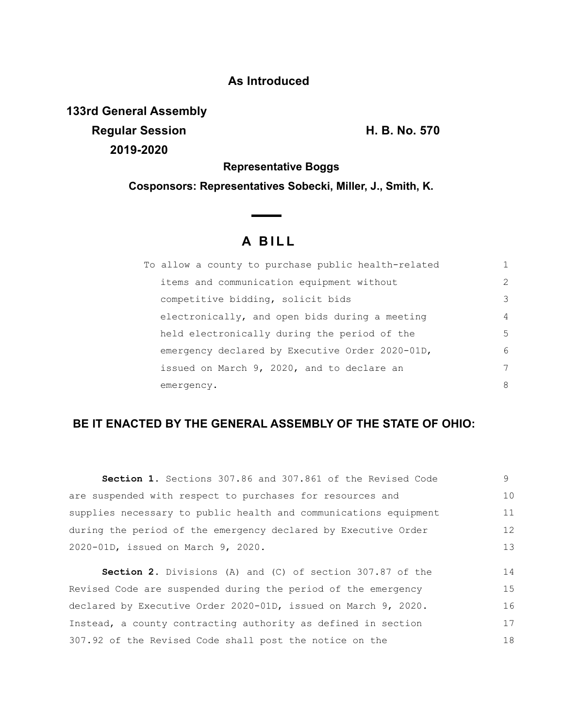**As Introduced**

**133rd General Assembly**
**Regular Session** **H. B. No. 570**
**2019-2020**

**Representative Boggs**

**Cosponsors: Representatives Sobecki, Miller, J., Smith, K.**

# A BILL

To allow a county to purchase public health-related items and communication equipment without competitive bidding, solicit bids electronically, and open bids during a meeting held electronically during the period of the emergency declared by Executive Order 2020-01D, issued on March 9, 2020, and to declare an emergency.

**BE IT ENACTED BY THE GENERAL ASSEMBLY OF THE STATE OF OHIO:**

**Section 1.** Sections 307.86 and 307.861 of the Revised Code are suspended with respect to purchases for resources and supplies necessary to public health and communications equipment during the period of the emergency declared by Executive Order 2020-01D, issued on March 9, 2020.

**Section 2.** Divisions (A) and (C) of section 307.87 of the Revised Code are suspended during the period of the emergency declared by Executive Order 2020-01D, issued on March 9, 2020. Instead, a county contracting authority as defined in section 307.92 of the Revised Code shall post the notice on the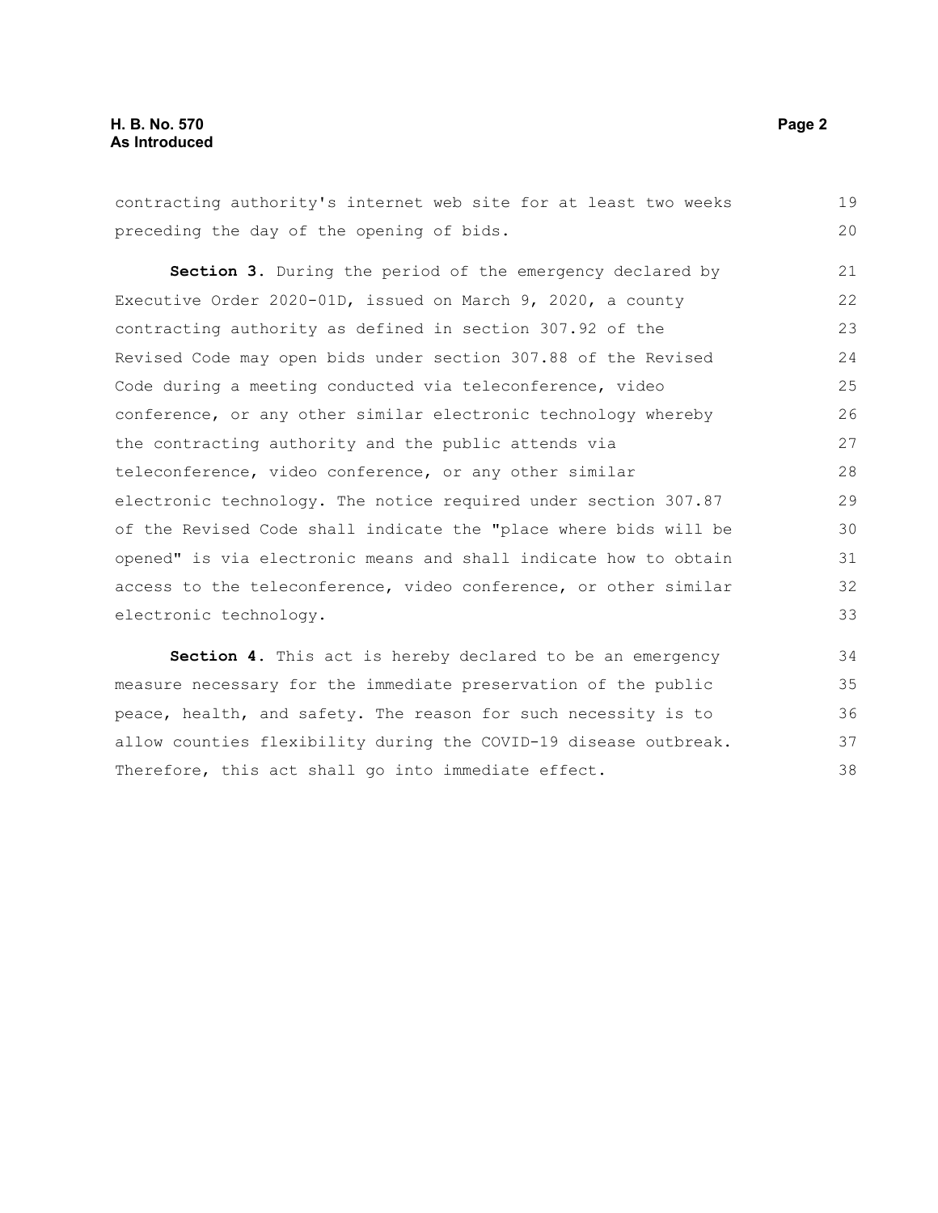contracting authority's internet web site for at least two weeks preceding the day of the opening of bids.

**Section 3.** During the period of the emergency declared by Executive Order 2020-01D, issued on March 9, 2020, a county contracting authority as defined in section 307.92 of the Revised Code may open bids under section 307.88 of the Revised Code during a meeting conducted via teleconference, video conference, or any other similar electronic technology whereby the contracting authority and the public attends via teleconference, video conference, or any other similar electronic technology. The notice required under section 307.87 of the Revised Code shall indicate the "place where bids will be opened" is via electronic means and shall indicate how to obtain access to the teleconference, video conference, or other similar electronic technology.

**Section 4.** This act is hereby declared to be an emergency measure necessary for the immediate preservation of the public peace, health, and safety. The reason for such necessity is to allow counties flexibility during the COVID-19 disease outbreak. Therefore, this act shall go into immediate effect.